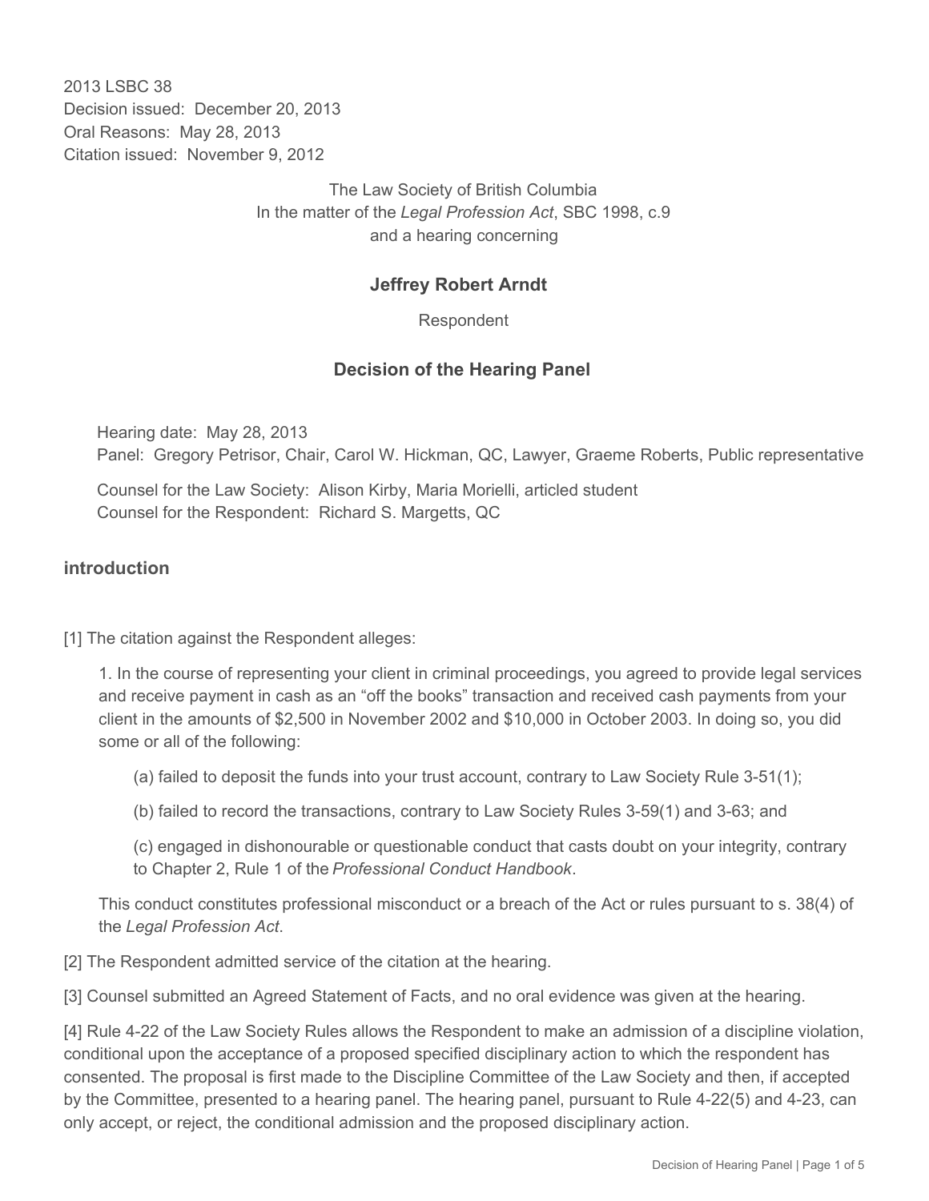2013 LSBC 38
Decision issued: December 20, 2013
Oral Reasons: May 28, 2013
Citation issued: November 9, 2012

The Law Society of British Columbia
In the matter of the *Legal Profession Act*, SBC 1998, c.9
and a hearing concerning

**Jeffrey Robert Arndt**

Respondent

## Decision of the Hearing Panel

Hearing date: May 28, 2013
Panel: Gregory Petrisor, Chair, Carol W. Hickman, QC, Lawyer, Graeme Roberts, Public representative

Counsel for the Law Society: Alison Kirby, Maria Morielli, articled student
Counsel for the Respondent: Richard S. Margetts, QC

### introduction

[1] The citation against the Respondent alleges:

> 1. In the course of representing your client in criminal proceedings, you agreed to provide legal services and receive payment in cash as an "off the books" transaction and received cash payments from your client in the amounts of $2,500 in November 2002 and $10,000 in October 2003. In doing so, you did some or all of the following:
>
> (a) failed to deposit the funds into your trust account, contrary to Law Society Rule 3-51(1);
>
> (b) failed to record the transactions, contrary to Law Society Rules 3-59(1) and 3-63; and
>
> (c) engaged in dishonourable or questionable conduct that casts doubt on your integrity, contrary to Chapter 2, Rule 1 of the *Professional Conduct Handbook*.
>
> This conduct constitutes professional misconduct or a breach of the Act or rules pursuant to s. 38(4) of the *Legal Profession Act*.

[2] The Respondent admitted service of the citation at the hearing.

[3] Counsel submitted an Agreed Statement of Facts, and no oral evidence was given at the hearing.

[4] Rule 4-22 of the Law Society Rules allows the Respondent to make an admission of a discipline violation, conditional upon the acceptance of a proposed specified disciplinary action to which the respondent has consented. The proposal is first made to the Discipline Committee of the Law Society and then, if accepted by the Committee, presented to a hearing panel. The hearing panel, pursuant to Rule 4-22(5) and 4-23, can only accept, or reject, the conditional admission and the proposed disciplinary action.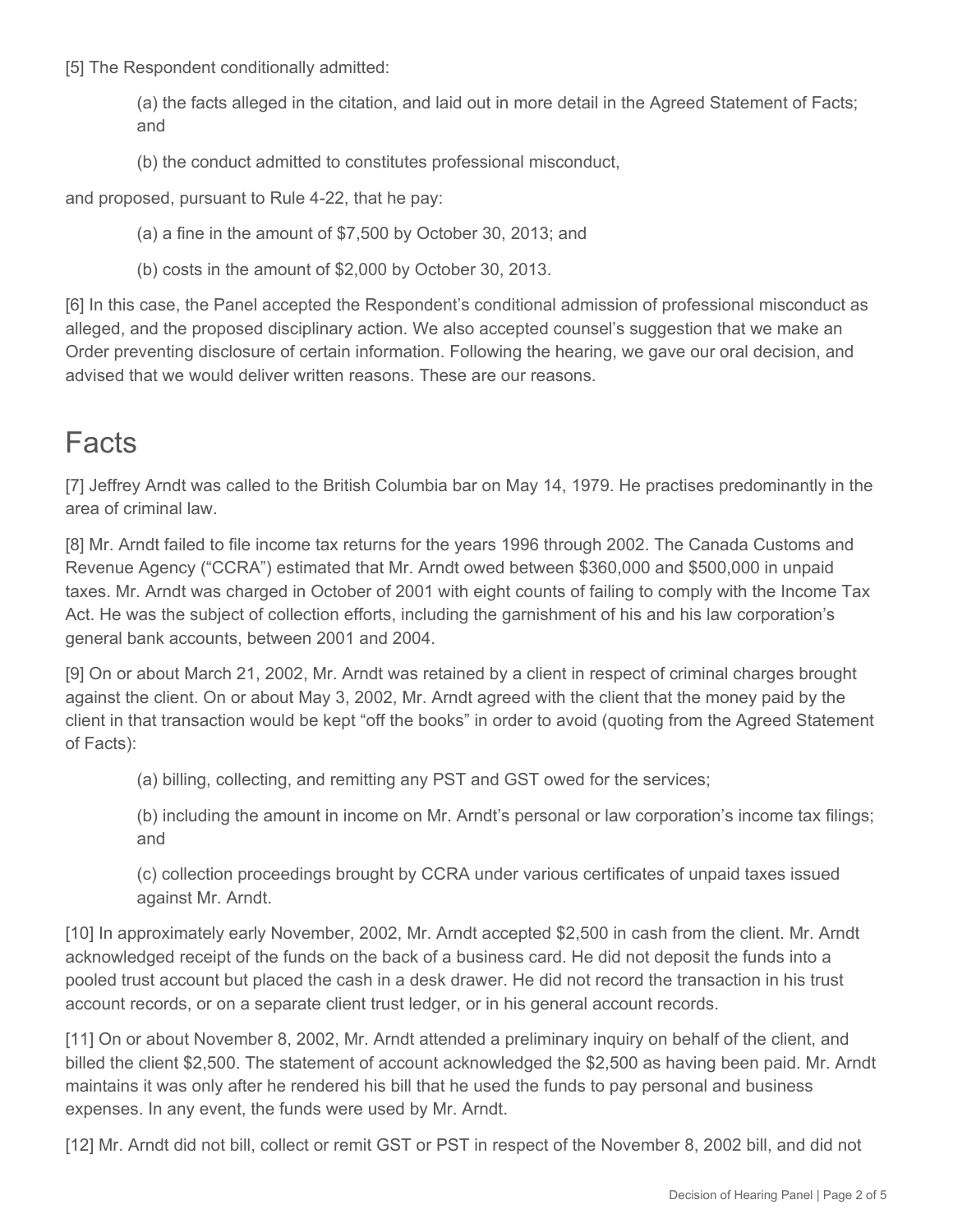[5] The Respondent conditionally admitted:

(a) the facts alleged in the citation, and laid out in more detail in the Agreed Statement of Facts; and

(b) the conduct admitted to constitutes professional misconduct,

and proposed, pursuant to Rule 4-22, that he pay:

(a) a fine in the amount of $7,500 by October 30, 2013; and

(b) costs in the amount of $2,000 by October 30, 2013.

[6] In this case, the Panel accepted the Respondent's conditional admission of professional misconduct as alleged, and the proposed disciplinary action. We also accepted counsel's suggestion that we make an Order preventing disclosure of certain information. Following the hearing, we gave our oral decision, and advised that we would deliver written reasons. These are our reasons.

# Facts

[7] Jeffrey Arndt was called to the British Columbia bar on May 14, 1979. He practises predominantly in the area of criminal law.

[8] Mr. Arndt failed to file income tax returns for the years 1996 through 2002. The Canada Customs and Revenue Agency ("CCRA") estimated that Mr. Arndt owed between $360,000 and $500,000 in unpaid taxes. Mr. Arndt was charged in October of 2001 with eight counts of failing to comply with the Income Tax Act. He was the subject of collection efforts, including the garnishment of his and his law corporation's general bank accounts, between 2001 and 2004.

[9] On or about March 21, 2002, Mr. Arndt was retained by a client in respect of criminal charges brought against the client. On or about May 3, 2002, Mr. Arndt agreed with the client that the money paid by the client in that transaction would be kept "off the books" in order to avoid (quoting from the Agreed Statement of Facts):

(a) billing, collecting, and remitting any PST and GST owed for the services;

(b) including the amount in income on Mr. Arndt's personal or law corporation's income tax filings; and

(c) collection proceedings brought by CCRA under various certificates of unpaid taxes issued against Mr. Arndt.

[10] In approximately early November, 2002, Mr. Arndt accepted $2,500 in cash from the client. Mr. Arndt acknowledged receipt of the funds on the back of a business card. He did not deposit the funds into a pooled trust account but placed the cash in a desk drawer. He did not record the transaction in his trust account records, or on a separate client trust ledger, or in his general account records.

[11] On or about November 8, 2002, Mr. Arndt attended a preliminary inquiry on behalf of the client, and billed the client $2,500. The statement of account acknowledged the $2,500 as having been paid. Mr. Arndt maintains it was only after he rendered his bill that he used the funds to pay personal and business expenses. In any event, the funds were used by Mr. Arndt.

[12] Mr. Arndt did not bill, collect or remit GST or PST in respect of the November 8, 2002 bill, and did not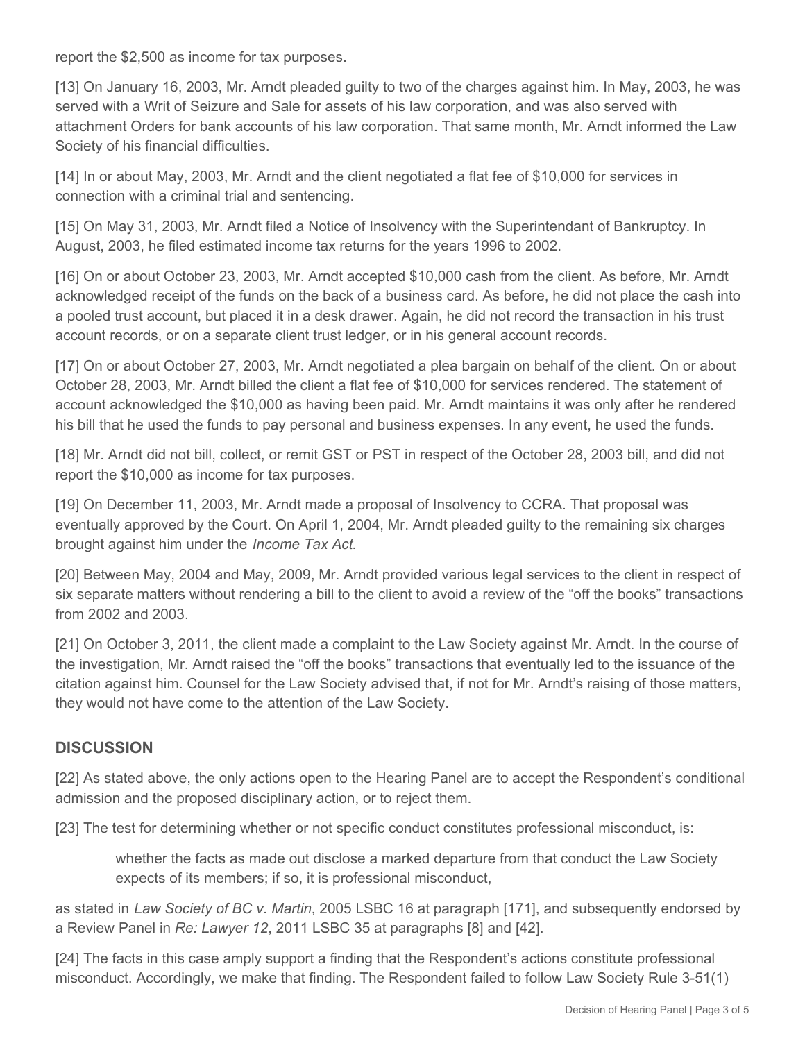report the $2,500 as income for tax purposes.

[13] On January 16, 2003, Mr. Arndt pleaded guilty to two of the charges against him. In May, 2003, he was served with a Writ of Seizure and Sale for assets of his law corporation, and was also served with attachment Orders for bank accounts of his law corporation. That same month, Mr. Arndt informed the Law Society of his financial difficulties.

[14] In or about May, 2003, Mr. Arndt and the client negotiated a flat fee of $10,000 for services in connection with a criminal trial and sentencing.

[15] On May 31, 2003, Mr. Arndt filed a Notice of Insolvency with the Superintendant of Bankruptcy. In August, 2003, he filed estimated income tax returns for the years 1996 to 2002.

[16] On or about October 23, 2003, Mr. Arndt accepted $10,000 cash from the client. As before, Mr. Arndt acknowledged receipt of the funds on the back of a business card. As before, he did not place the cash into a pooled trust account, but placed it in a desk drawer. Again, he did not record the transaction in his trust account records, or on a separate client trust ledger, or in his general account records.

[17] On or about October 27, 2003, Mr. Arndt negotiated a plea bargain on behalf of the client. On or about October 28, 2003, Mr. Arndt billed the client a flat fee of $10,000 for services rendered. The statement of account acknowledged the $10,000 as having been paid. Mr. Arndt maintains it was only after he rendered his bill that he used the funds to pay personal and business expenses. In any event, he used the funds.

[18] Mr. Arndt did not bill, collect, or remit GST or PST in respect of the October 28, 2003 bill, and did not report the $10,000 as income for tax purposes.

[19] On December 11, 2003, Mr. Arndt made a proposal of Insolvency to CCRA. That proposal was eventually approved by the Court. On April 1, 2004, Mr. Arndt pleaded guilty to the remaining six charges brought against him under the *Income Tax Act*.

[20] Between May, 2004 and May, 2009, Mr. Arndt provided various legal services to the client in respect of six separate matters without rendering a bill to the client to avoid a review of the "off the books" transactions from 2002 and 2003.

[21] On October 3, 2011, the client made a complaint to the Law Society against Mr. Arndt. In the course of the investigation, Mr. Arndt raised the "off the books" transactions that eventually led to the issuance of the citation against him. Counsel for the Law Society advised that, if not for Mr. Arndt's raising of those matters, they would not have come to the attention of the Law Society.

## DISCUSSION

[22] As stated above, the only actions open to the Hearing Panel are to accept the Respondent's conditional admission and the proposed disciplinary action, or to reject them.

[23] The test for determining whether or not specific conduct constitutes professional misconduct, is:

> whether the facts as made out disclose a marked departure from that conduct the Law Society expects of its members; if so, it is professional misconduct,

as stated in *Law Society of BC v. Martin*, 2005 LSBC 16 at paragraph [171], and subsequently endorsed by a Review Panel in *Re: Lawyer 12*, 2011 LSBC 35 at paragraphs [8] and [42].

[24] The facts in this case amply support a finding that the Respondent's actions constitute professional misconduct. Accordingly, we make that finding. The Respondent failed to follow Law Society Rule 3-51(1)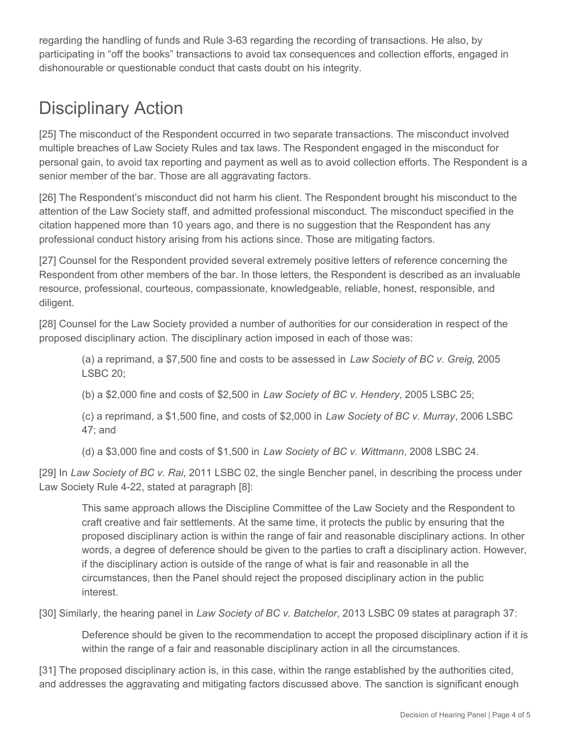regarding the handling of funds and Rule 3-63 regarding the recording of transactions. He also, by participating in "off the books" transactions to avoid tax consequences and collection efforts, engaged in dishonourable or questionable conduct that casts doubt on his integrity.

# Disciplinary Action

[25] The misconduct of the Respondent occurred in two separate transactions. The misconduct involved multiple breaches of Law Society Rules and tax laws. The Respondent engaged in the misconduct for personal gain, to avoid tax reporting and payment as well as to avoid collection efforts. The Respondent is a senior member of the bar. Those are all aggravating factors.

[26] The Respondent's misconduct did not harm his client. The Respondent brought his misconduct to the attention of the Law Society staff, and admitted professional misconduct. The misconduct specified in the citation happened more than 10 years ago, and there is no suggestion that the Respondent has any professional conduct history arising from his actions since. Those are mitigating factors.

[27] Counsel for the Respondent provided several extremely positive letters of reference concerning the Respondent from other members of the bar. In those letters, the Respondent is described as an invaluable resource, professional, courteous, compassionate, knowledgeable, reliable, honest, responsible, and diligent.

[28] Counsel for the Law Society provided a number of authorities for our consideration in respect of the proposed disciplinary action. The disciplinary action imposed in each of those was:

> (a) a reprimand, a $7,500 fine and costs to be assessed in *Law Society of BC v. Greig*, 2005 LSBC 20;
>
> (b) a $2,000 fine and costs of $2,500 in *Law Society of BC v. Hendery*, 2005 LSBC 25;
>
> (c) a reprimand, a $1,500 fine, and costs of $2,000 in *Law Society of BC v. Murray*, 2006 LSBC 47; and
>
> (d) a $3,000 fine and costs of $1,500 in *Law Society of BC v. Wittmann*, 2008 LSBC 24.

[29] In *Law Society of BC v. Rai*, 2011 LSBC 02, the single Bencher panel, in describing the process under Law Society Rule 4-22, stated at paragraph [8]:

> This same approach allows the Discipline Committee of the Law Society and the Respondent to craft creative and fair settlements. At the same time, it protects the public by ensuring that the proposed disciplinary action is within the range of fair and reasonable disciplinary actions. In other words, a degree of deference should be given to the parties to craft a disciplinary action. However, if the disciplinary action is outside of the range of what is fair and reasonable in all the circumstances, then the Panel should reject the proposed disciplinary action in the public interest.

[30] Similarly, the hearing panel in *Law Society of BC v. Batchelor*, 2013 LSBC 09 states at paragraph 37:

> Deference should be given to the recommendation to accept the proposed disciplinary action if it is within the range of a fair and reasonable disciplinary action in all the circumstances.

[31] The proposed disciplinary action is, in this case, within the range established by the authorities cited, and addresses the aggravating and mitigating factors discussed above. The sanction is significant enough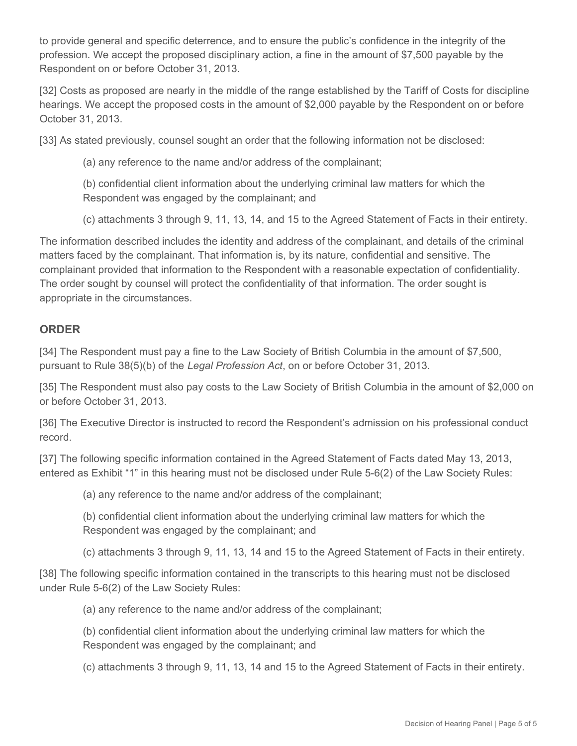to provide general and specific deterrence, and to ensure the public's confidence in the integrity of the profession. We accept the proposed disciplinary action, a fine in the amount of $7,500 payable by the Respondent on or before October 31, 2013.

[32] Costs as proposed are nearly in the middle of the range established by the Tariff of Costs for discipline hearings. We accept the proposed costs in the amount of $2,000 payable by the Respondent on or before October 31, 2013.

[33] As stated previously, counsel sought an order that the following information not be disclosed:

> (a) any reference to the name and/or address of the complainant;
>
> (b) confidential client information about the underlying criminal law matters for which the Respondent was engaged by the complainant; and
>
> (c) attachments 3 through 9, 11, 13, 14, and 15 to the Agreed Statement of Facts in their entirety.

The information described includes the identity and address of the complainant, and details of the criminal matters faced by the complainant. That information is, by its nature, confidential and sensitive. The complainant provided that information to the Respondent with a reasonable expectation of confidentiality. The order sought by counsel will protect the confidentiality of that information. The order sought is appropriate in the circumstances.

## ORDER

[34] The Respondent must pay a fine to the Law Society of British Columbia in the amount of $7,500, pursuant to Rule 38(5)(b) of the *Legal Profession Act*, on or before October 31, 2013.

[35] The Respondent must also pay costs to the Law Society of British Columbia in the amount of $2,000 on or before October 31, 2013.

[36] The Executive Director is instructed to record the Respondent's admission on his professional conduct record.

[37] The following specific information contained in the Agreed Statement of Facts dated May 13, 2013, entered as Exhibit "1" in this hearing must not be disclosed under Rule 5-6(2) of the Law Society Rules:

> (a) any reference to the name and/or address of the complainant;
>
> (b) confidential client information about the underlying criminal law matters for which the Respondent was engaged by the complainant; and
>
> (c) attachments 3 through 9, 11, 13, 14 and 15 to the Agreed Statement of Facts in their entirety.

[38] The following specific information contained in the transcripts to this hearing must not be disclosed under Rule 5-6(2) of the Law Society Rules:

> (a) any reference to the name and/or address of the complainant;
>
> (b) confidential client information about the underlying criminal law matters for which the Respondent was engaged by the complainant; and
>
> (c) attachments 3 through 9, 11, 13, 14 and 15 to the Agreed Statement of Facts in their entirety.